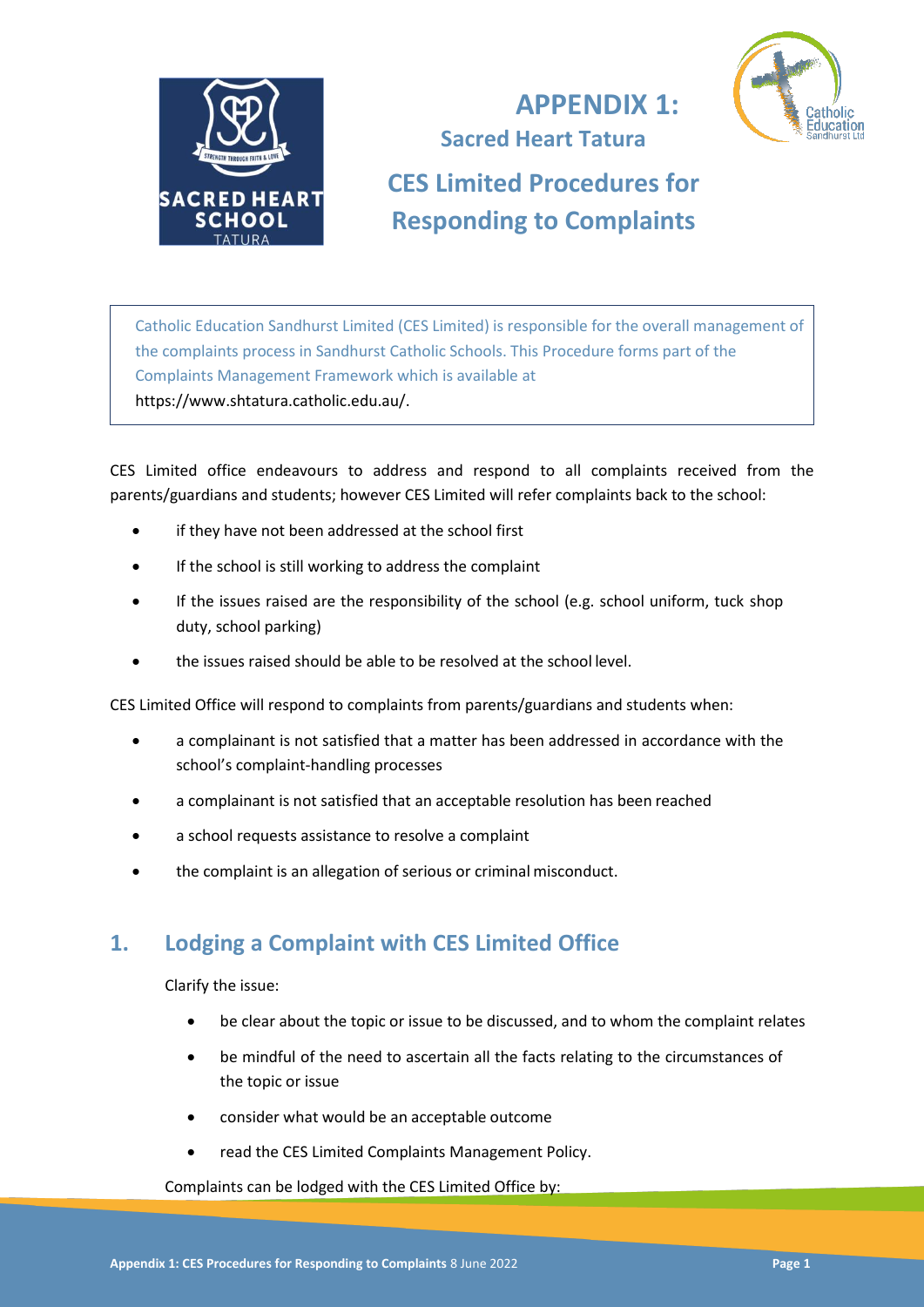# APPENDIX 1:

## Sacred Heart Tatura

# CES Limited Procedures for Responding to Complaints

> Catholic Education Sandhurst Limited (CES Limited) is responsible for the overall management of the complaints process in Sandhurst Catholic Schools. This Procedure forms part of the Complaints Management Framework which is available at https://www.shtatura.catholic.edu.au/.

CES Limited office endeavours to address and respond to all complaints received from the parents/guardians and students; however CES Limited will refer complaints back to the school:

- if they have not been addressed at the school first
- If the school is still working to address the complaint
- If the issues raised are the responsibility of the school (e.g. school uniform, tuck shop duty, school parking)
- the issues raised should be able to be resolved at the school level.

CES Limited Office will respond to complaints from parents/guardians and students when:

- a complainant is not satisfied that a matter has been addressed in accordance with the school's complaint-handling processes
- a complainant is not satisfied that an acceptable resolution has been reached
- a school requests assistance to resolve a complaint
- the complaint is an allegation of serious or criminal misconduct.

## 1. Lodging a Complaint with CES Limited Office

Clarify the issue:

- be clear about the topic or issue to be discussed, and to whom the complaint relates
- be mindful of the need to ascertain all the facts relating to the circumstances of the topic or issue
- consider what would be an acceptable outcome
- read the CES Limited Complaints Management Policy.

Complaints can be lodged with the CES Limited Office by: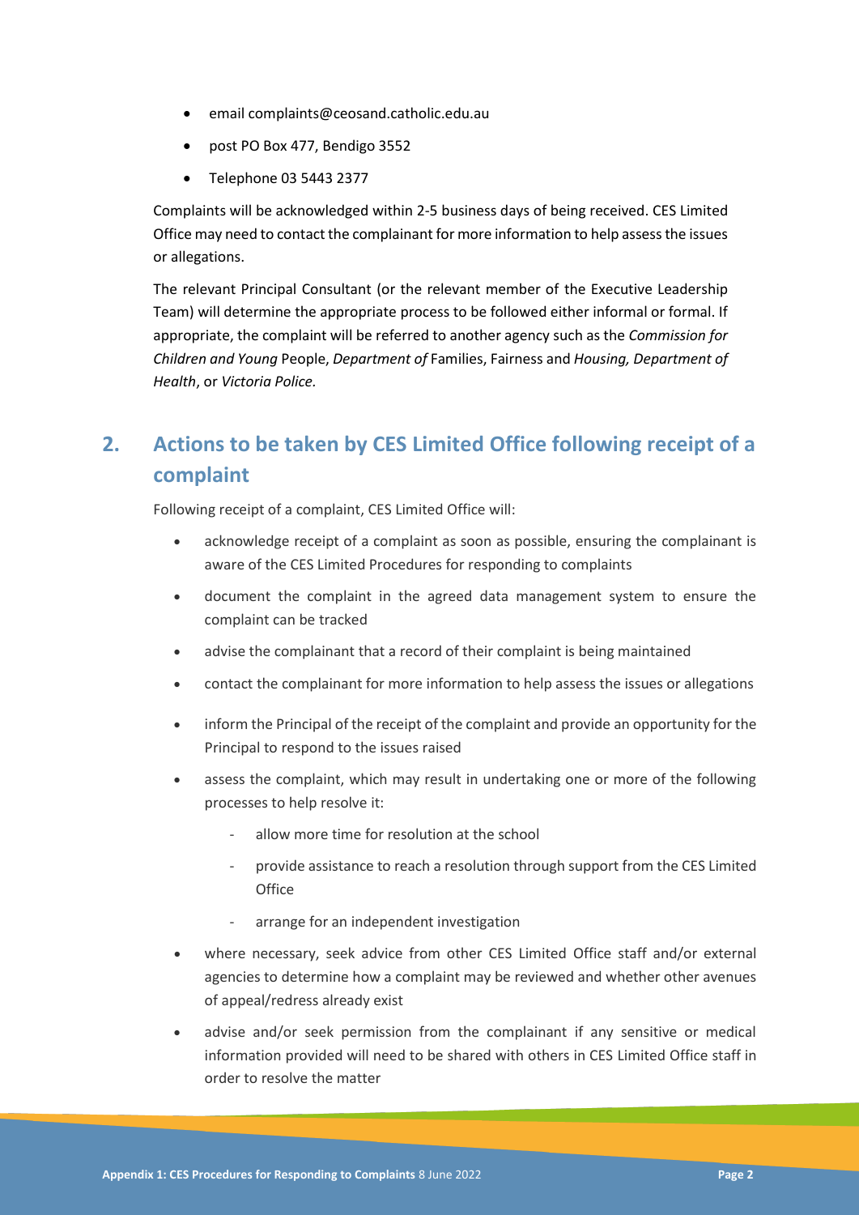- email complaints@ceosand.catholic.edu.au
- post PO Box 477, Bendigo 3552
- Telephone 03 5443 2377

Complaints will be acknowledged within 2-5 business days of being received. CES Limited Office may need to contact the complainant for more information to help assess the issues or allegations.

The relevant Principal Consultant (or the relevant member of the Executive Leadership Team) will determine the appropriate process to be followed either informal or formal. If appropriate, the complaint will be referred to another agency such as the *Commission for Children and Young* People, *Department of* Families, Fairness and *Housing, Department of Health*, or *Victoria Police.*

## 2. Actions to be taken by CES Limited Office following receipt of a complaint

Following receipt of a complaint, CES Limited Office will:

- acknowledge receipt of a complaint as soon as possible, ensuring the complainant is aware of the CES Limited Procedures for responding to complaints
- document the complaint in the agreed data management system to ensure the complaint can be tracked
- advise the complainant that a record of their complaint is being maintained
- contact the complainant for more information to help assess the issues or allegations
- inform the Principal of the receipt of the complaint and provide an opportunity for the Principal to respond to the issues raised
- assess the complaint, which may result in undertaking one or more of the following processes to help resolve it:
  - allow more time for resolution at the school
  - provide assistance to reach a resolution through support from the CES Limited Office
  - arrange for an independent investigation
- where necessary, seek advice from other CES Limited Office staff and/or external agencies to determine how a complaint may be reviewed and whether other avenues of appeal/redress already exist
- advise and/or seek permission from the complainant if any sensitive or medical information provided will need to be shared with others in CES Limited Office staff in order to resolve the matter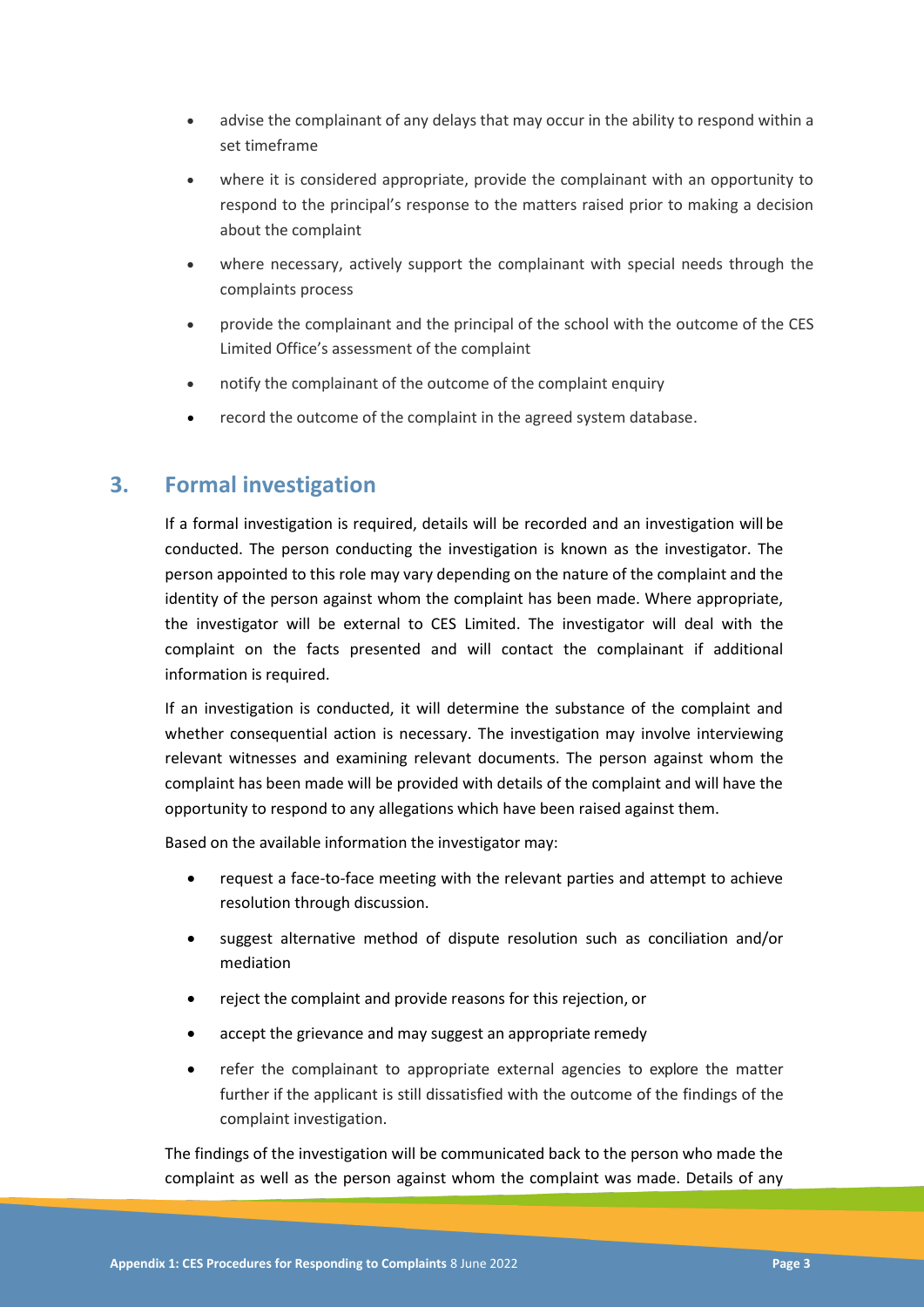- advise the complainant of any delays that may occur in the ability to respond within a set timeframe
- where it is considered appropriate, provide the complainant with an opportunity to respond to the principal's response to the matters raised prior to making a decision about the complaint
- where necessary, actively support the complainant with special needs through the complaints process
- provide the complainant and the principal of the school with the outcome of the CES Limited Office's assessment of the complaint
- notify the complainant of the outcome of the complaint enquiry
- record the outcome of the complaint in the agreed system database.

## 3. Formal investigation

If a formal investigation is required, details will be recorded and an investigation will be conducted. The person conducting the investigation is known as the investigator. The person appointed to this role may vary depending on the nature of the complaint and the identity of the person against whom the complaint has been made. Where appropriate, the investigator will be external to CES Limited. The investigator will deal with the complaint on the facts presented and will contact the complainant if additional information is required.

If an investigation is conducted, it will determine the substance of the complaint and whether consequential action is necessary. The investigation may involve interviewing relevant witnesses and examining relevant documents. The person against whom the complaint has been made will be provided with details of the complaint and will have the opportunity to respond to any allegations which have been raised against them.

Based on the available information the investigator may:

- request a face-to-face meeting with the relevant parties and attempt to achieve resolution through discussion.
- suggest alternative method of dispute resolution such as conciliation and/or mediation
- reject the complaint and provide reasons for this rejection, or
- accept the grievance and may suggest an appropriate remedy
- refer the complainant to appropriate external agencies to explore the matter further if the applicant is still dissatisfied with the outcome of the findings of the complaint investigation.

The findings of the investigation will be communicated back to the person who made the complaint as well as the person against whom the complaint was made. Details of any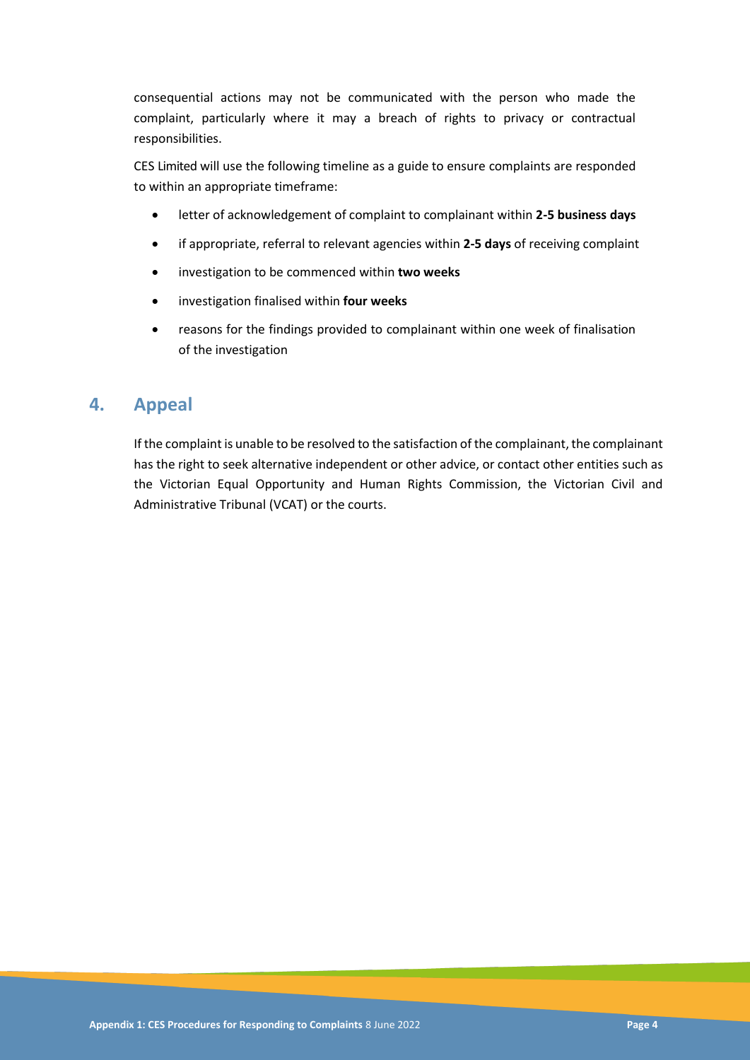consequential actions may not be communicated with the person who made the complaint, particularly where it may a breach of rights to privacy or contractual responsibilities.

CES Limited will use the following timeline as a guide to ensure complaints are responded to within an appropriate timeframe:

- letter of acknowledgement of complaint to complainant within **2-5 business days**
- if appropriate, referral to relevant agencies within **2-5 days** of receiving complaint
- investigation to be commenced within **two weeks**
- investigation finalised within **four weeks**
- reasons for the findings provided to complainant within one week of finalisation of the investigation

## 4. Appeal

If the complaint is unable to be resolved to the satisfaction of the complainant, the complainant has the right to seek alternative independent or other advice, or contact other entities such as the Victorian Equal Opportunity and Human Rights Commission, the Victorian Civil and Administrative Tribunal (VCAT) or the courts.